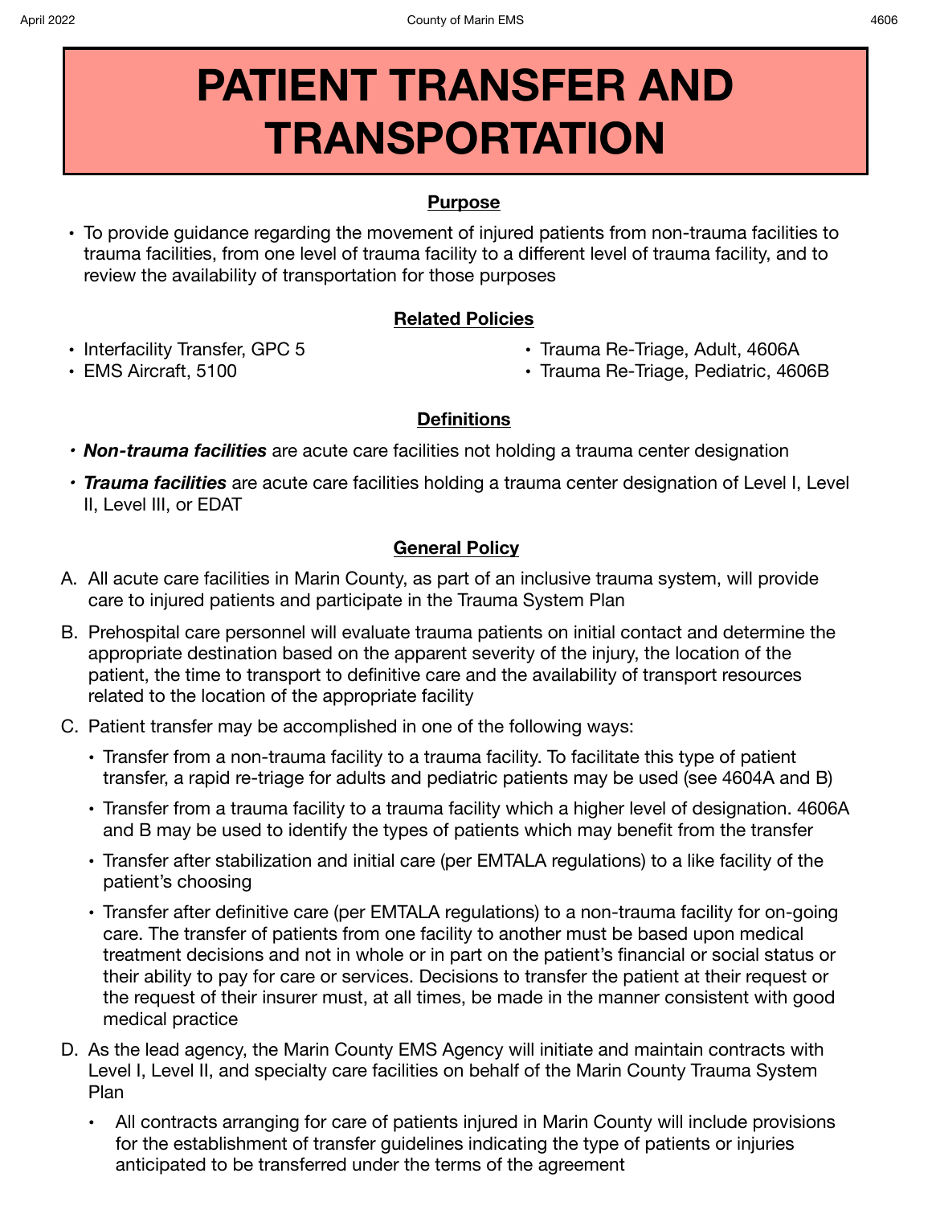# PATIENT TRANSFER AND TRANSPORTATION

## Purpose

- To provide guidance regarding the movement of injured patients from non-trauma facilities to trauma facilities, from one level of trauma facility to a different level of trauma facility, and to review the availability of transportation for those purposes

## Related Policies

- Interfacility Transfer, GPC 5
- EMS Aircraft, 5100
- Trauma Re-Triage, Adult, 4606A
- Trauma Re-Triage, Pediatric, 4606B

## Definitions

- ***Non-trauma facilities*** are acute care facilities not holding a trauma center designation
- ***Trauma facilities*** are acute care facilities holding a trauma center designation of Level I, Level II, Level III, or EDAT

## General Policy

A. All acute care facilities in Marin County, as part of an inclusive trauma system, will provide care to injured patients and participate in the Trauma System Plan

B. Prehospital care personnel will evaluate trauma patients on initial contact and determine the appropriate destination based on the apparent severity of the injury, the location of the patient, the time to transport to definitive care and the availability of transport resources related to the location of the appropriate facility

C. Patient transfer may be accomplished in one of the following ways:
   - Transfer from a non-trauma facility to a trauma facility. To facilitate this type of patient transfer, a rapid re-triage for adults and pediatric patients may be used (see 4604A and B)
   - Transfer from a trauma facility to a trauma facility which a higher level of designation. 4606A and B may be used to identify the types of patients which may benefit from the transfer
   - Transfer after stabilization and initial care (per EMTALA regulations) to a like facility of the patient's choosing
   - Transfer after definitive care (per EMTALA regulations) to a non-trauma facility for on-going care. The transfer of patients from one facility to another must be based upon medical treatment decisions and not in whole or in part on the patient's financial or social status or their ability to pay for care or services. Decisions to transfer the patient at their request or the request of their insurer must, at all times, be made in the manner consistent with good medical practice

D. As the lead agency, the Marin County EMS Agency will initiate and maintain contracts with Level I, Level II, and specialty care facilities on behalf of the Marin County Trauma System Plan
   - All contracts arranging for care of patients injured in Marin County will include provisions for the establishment of transfer guidelines indicating the type of patients or injuries anticipated to be transferred under the terms of the agreement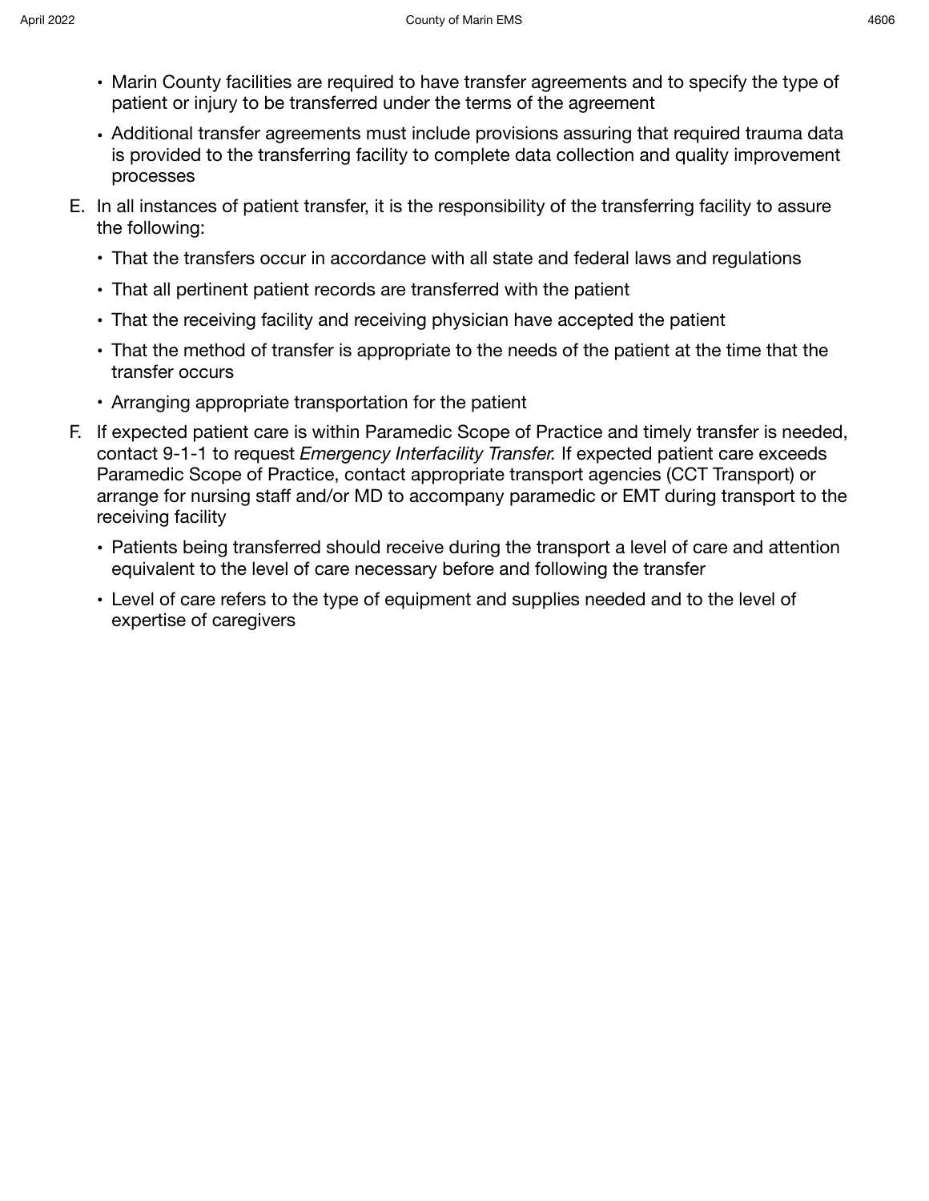- Marin County facilities are required to have transfer agreements and to specify the type of patient or injury to be transferred under the terms of the agreement
- Additional transfer agreements must include provisions assuring that required trauma data is provided to the transferring facility to complete data collection and quality improvement processes

E. In all instances of patient transfer, it is the responsibility of the transferring facility to assure the following:
   - That the transfers occur in accordance with all state and federal laws and regulations
   - That all pertinent patient records are transferred with the patient
   - That the receiving facility and receiving physician have accepted the patient
   - That the method of transfer is appropriate to the needs of the patient at the time that the transfer occurs
   - Arranging appropriate transportation for the patient

F. If expected patient care is within Paramedic Scope of Practice and timely transfer is needed, contact 9-1-1 to request *Emergency Interfacility Transfer.* If expected patient care exceeds Paramedic Scope of Practice, contact appropriate transport agencies (CCT Transport) or arrange for nursing staff and/or MD to accompany paramedic or EMT during transport to the receiving facility
   - Patients being transferred should receive during the transport a level of care and attention equivalent to the level of care necessary before and following the transfer
   - Level of care refers to the type of equipment and supplies needed and to the level of expertise of caregivers